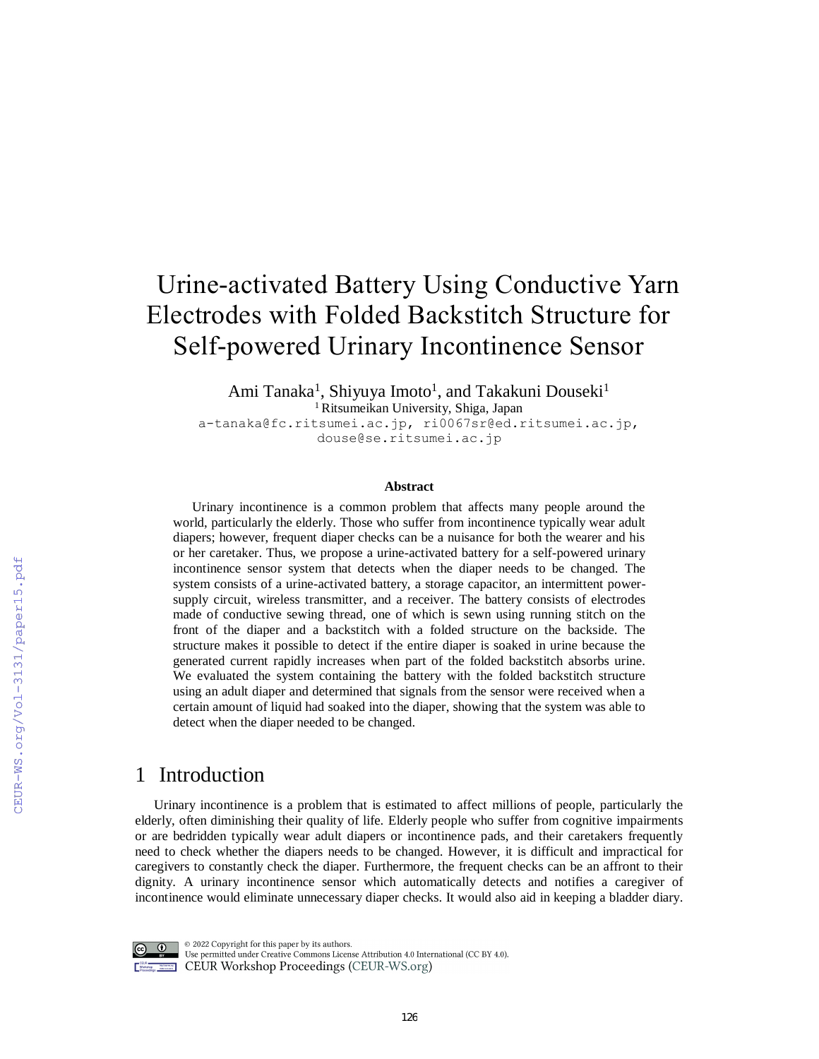# Urine-activated Battery Using Conductive Yarn Electrodes with Folded Backstitch Structure for Self-powered Urinary Incontinence Sensor

Ami Tanaka[1], Shiyuya Imoto[1], and Takakuni Douseki[1]

[1] Ritsumeikan University, Shiga, Japan

a-tanaka@fc.ritsumei.ac.jp, ri0067sr@ed.ritsumei.ac.jp, douse@se.ritsumei.ac.jp

### Abstract

Urinary incontinence is a common problem that affects many people around the world, particularly the elderly. Those who suffer from incontinence typically wear adult diapers; however, frequent diaper checks can be a nuisance for both the wearer and his or her caretaker. Thus, we propose a urine-activated battery for a self-powered urinary incontinence sensor system that detects when the diaper needs to be changed. The system consists of a urine-activated battery, a storage capacitor, an intermittent power-supply circuit, wireless transmitter, and a receiver. The battery consists of electrodes made of conductive sewing thread, one of which is sewn using running stitch on the front of the diaper and a backstitch with a folded structure on the backside. The structure makes it possible to detect if the entire diaper is soaked in urine because the generated current rapidly increases when part of the folded backstitch absorbs urine. We evaluated the system containing the battery with the folded backstitch structure using an adult diaper and determined that signals from the sensor were received when a certain amount of liquid had soaked into the diaper, showing that the system was able to detect when the diaper needed to be changed.

## 1 Introduction

Urinary incontinence is a problem that is estimated to affect millions of people, particularly the elderly, often diminishing their quality of life. Elderly people who suffer from cognitive impairments or are bedridden typically wear adult diapers or incontinence pads, and their caretakers frequently need to check whether the diapers needs to be changed. However, it is difficult and impractical for caregivers to constantly check the diaper. Furthermore, the frequent checks can be an affront to their dignity. A urinary incontinence sensor which automatically detects and notifies a caregiver of incontinence would eliminate unnecessary diaper checks. It would also aid in keeping a bladder diary.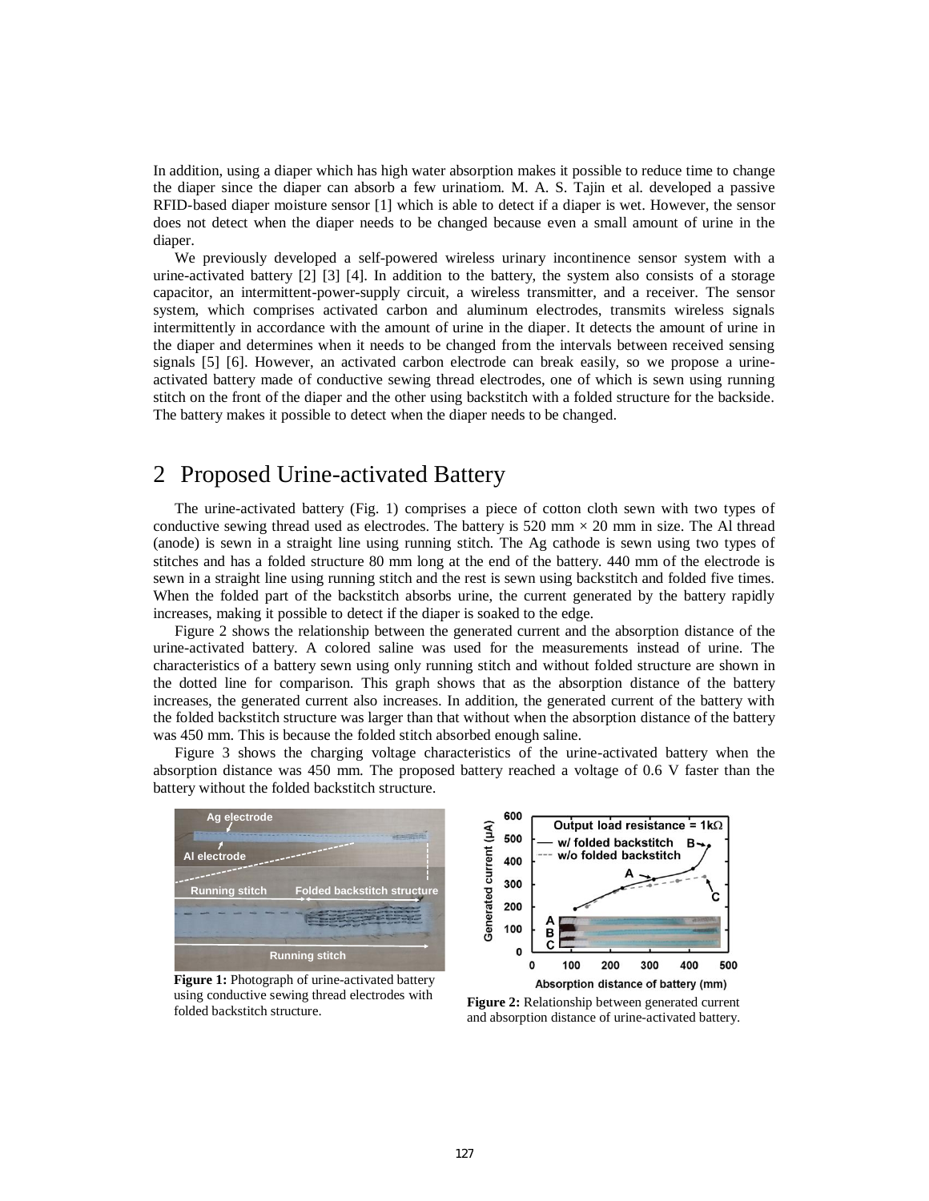In addition, using a diaper which has high water absorption makes it possible to reduce time to change the diaper since the diaper can absorb a few urinatiom. M. A. S. Tajin et al. developed a passive RFID-based diaper moisture sensor [1] which is able to detect if a diaper is wet. However, the sensor does not detect when the diaper needs to be changed because even a small amount of urine in the diaper.

We previously developed a self-powered wireless urinary incontinence sensor system with a urine-activated battery [2] [3] [4]. In addition to the battery, the system also consists of a storage capacitor, an intermittent-power-supply circuit, a wireless transmitter, and a receiver. The sensor system, which comprises activated carbon and aluminum electrodes, transmits wireless signals intermittently in accordance with the amount of urine in the diaper. It detects the amount of urine in the diaper and determines when it needs to be changed from the intervals between received sensing signals [5] [6]. However, an activated carbon electrode can break easily, so we propose a urine-activated battery made of conductive sewing thread electrodes, one of which is sewn using running stitch on the front of the diaper and the other using backstitch with a folded structure for the backside. The battery makes it possible to detect when the diaper needs to be changed.

## 2 Proposed Urine-activated Battery

The urine-activated battery (Fig. 1) comprises a piece of cotton cloth sewn with two types of conductive sewing thread used as electrodes. The battery is 520 mm × 20 mm in size. The Al thread (anode) is sewn in a straight line using running stitch. The Ag cathode is sewn using two types of stitches and has a folded structure 80 mm long at the end of the battery. 440 mm of the electrode is sewn in a straight line using running stitch and the rest is sewn using backstitch and folded five times. When the folded part of the backstitch absorbs urine, the current generated by the battery rapidly increases, making it possible to detect if the diaper is soaked to the edge.

Figure 2 shows the relationship between the generated current and the absorption distance of the urine-activated battery. A colored saline was used for the measurements instead of urine. The characteristics of a battery sewn using only running stitch and without folded structure are shown in the dotted line for comparison. This graph shows that as the absorption distance of the battery increases, the generated current also increases. In addition, the generated current of the battery with the folded backstitch structure was larger than that without when the absorption distance of the battery was 450 mm. This is because the folded stitch absorbed enough saline.

Figure 3 shows the charging voltage characteristics of the urine-activated battery when the absorption distance was 450 mm. The proposed battery reached a voltage of 0.6 V faster than the battery without the folded backstitch structure.

**Figure 1:** Photograph of urine-activated battery using conductive sewing thread electrodes with folded backstitch structure.

**Figure 2:** Relationship between generated current and absorption distance of urine-activated battery.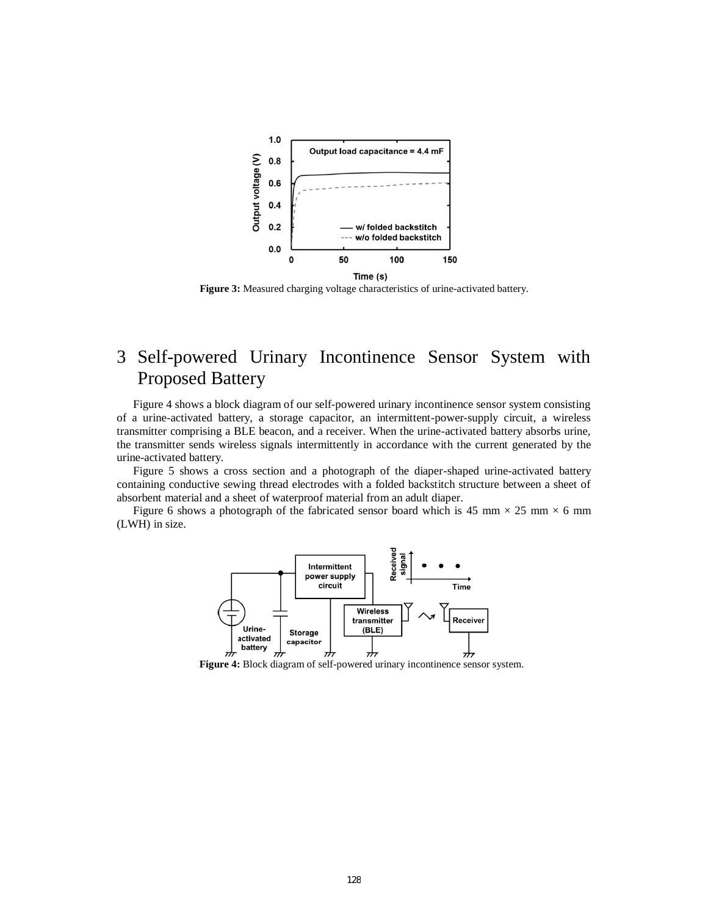**Figure 3:** Measured charging voltage characteristics of urine-activated battery.

# 3 Self-powered Urinary Incontinence Sensor System with Proposed Battery

Figure 4 shows a block diagram of our self-powered urinary incontinence sensor system consisting of a urine-activated battery, a storage capacitor, an intermittent-power-supply circuit, a wireless transmitter comprising a BLE beacon, and a receiver. When the urine-activated battery absorbs urine, the transmitter sends wireless signals intermittently in accordance with the current generated by the urine-activated battery.

Figure 5 shows a cross section and a photograph of the diaper-shaped urine-activated battery containing conductive sewing thread electrodes with a folded backstitch structure between a sheet of absorbent material and a sheet of waterproof material from an adult diaper.

Figure 6 shows a photograph of the fabricated sensor board which is 45 mm × 25 mm × 6 mm (LWH) in size.

**Figure 4:** Block diagram of self-powered urinary incontinence sensor system.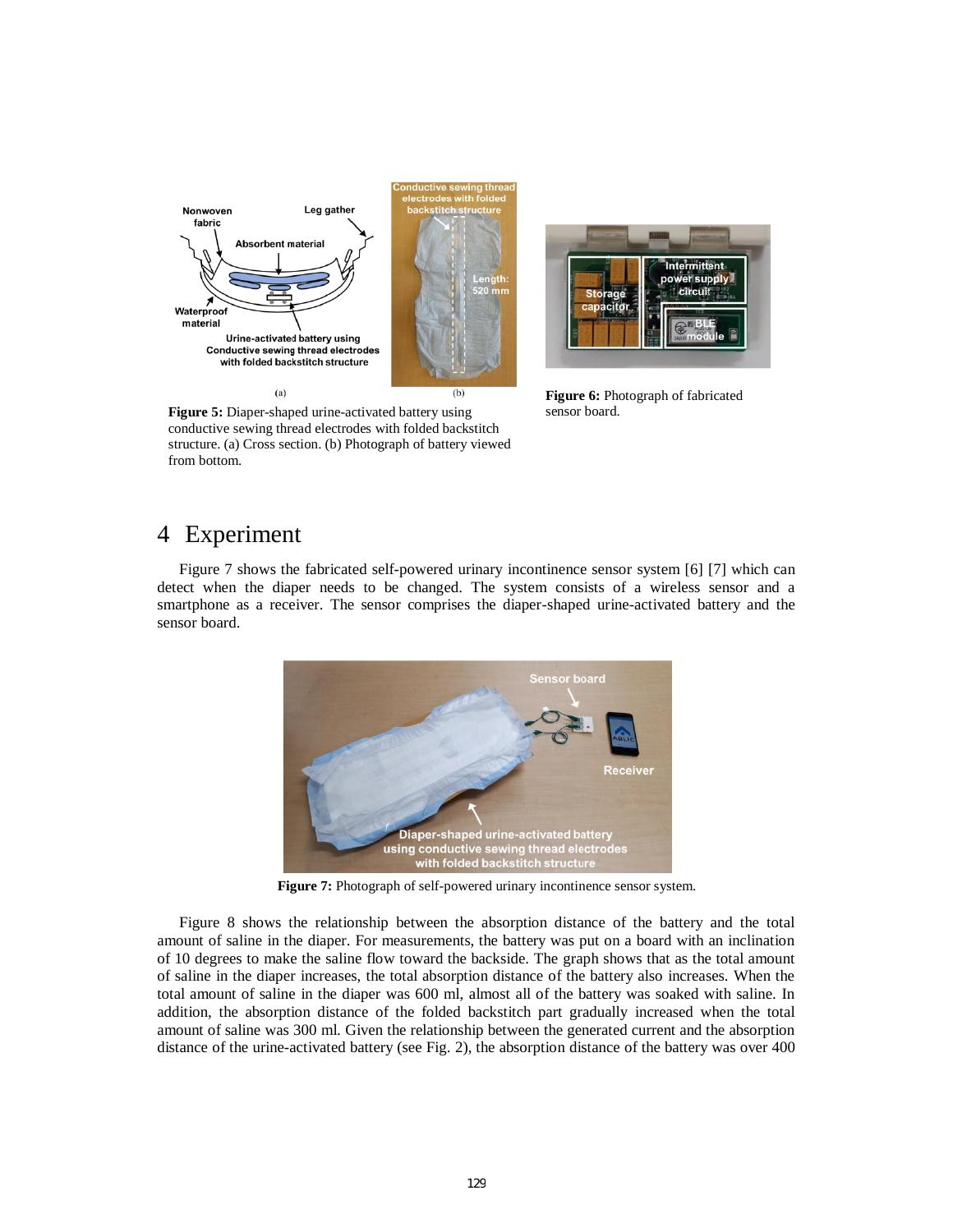Figure 5: Diaper-shaped urine-activated battery using conductive sewing thread electrodes with folded backstitch structure. (a) Cross section. (b) Photograph of battery viewed from bottom.

Figure 6: Photograph of fabricated sensor board.

# 4 Experiment

Figure 7 shows the fabricated self-powered urinary incontinence sensor system [6] [7] which can detect when the diaper needs to be changed. The system consists of a wireless sensor and a smartphone as a receiver. The sensor comprises the diaper-shaped urine-activated battery and the sensor board.

Figure 7: Photograph of self-powered urinary incontinence sensor system.

Figure 8 shows the relationship between the absorption distance of the battery and the total amount of saline in the diaper. For measurements, the battery was put on a board with an inclination of 10 degrees to make the saline flow toward the backside. The graph shows that as the total amount of saline in the diaper increases, the total absorption distance of the battery also increases. When the total amount of saline in the diaper was 600 ml, almost all of the battery was soaked with saline. In addition, the absorption distance of the folded backstitch part gradually increased when the total amount of saline was 300 ml. Given the relationship between the generated current and the absorption distance of the urine-activated battery (see Fig. 2), the absorption distance of the battery was over 400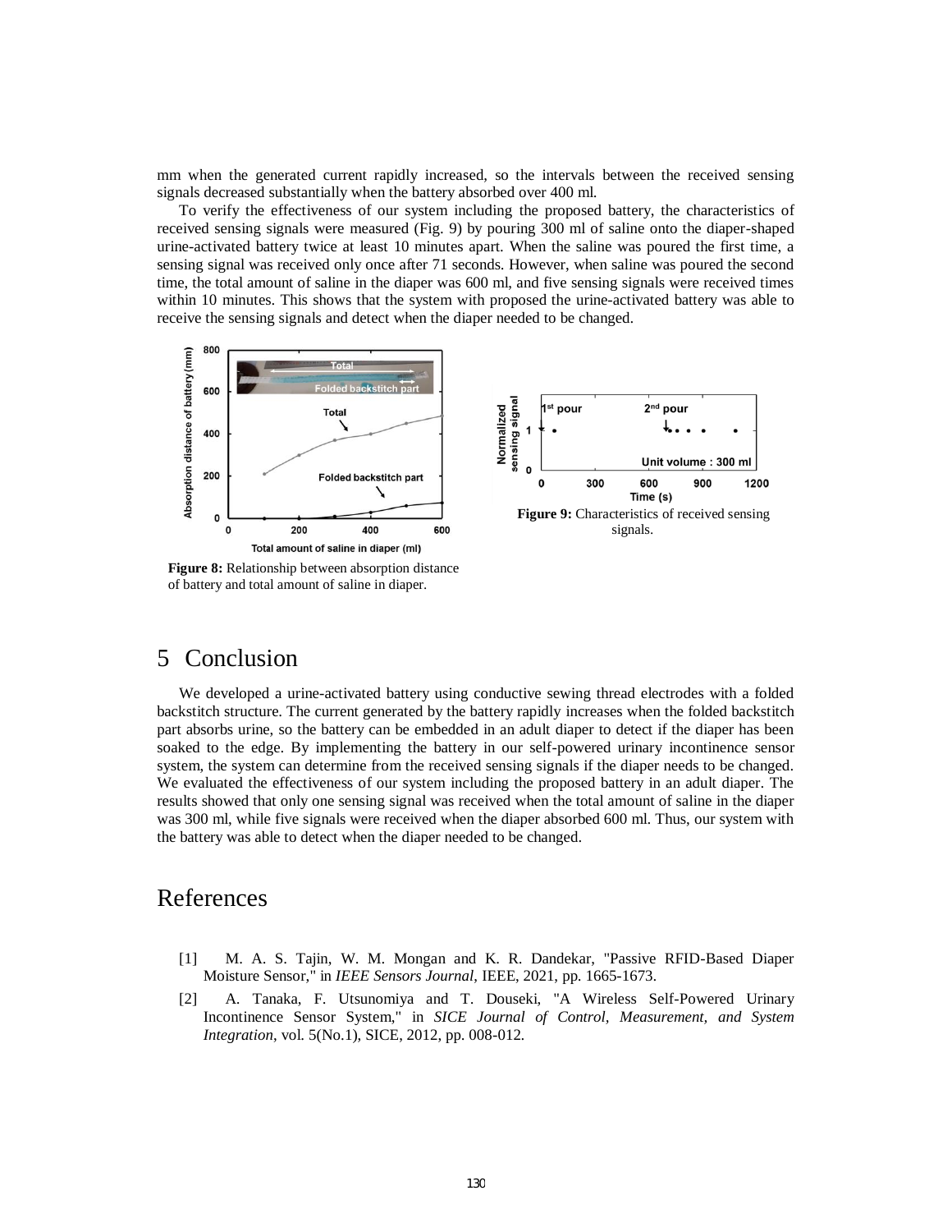mm when the generated current rapidly increased, so the intervals between the received sensing signals decreased substantially when the battery absorbed over 400 ml.

To verify the effectiveness of our system including the proposed battery, the characteristics of received sensing signals were measured (Fig. 9) by pouring 300 ml of saline onto the diaper-shaped urine-activated battery twice at least 10 minutes apart. When the saline was poured the first time, a sensing signal was received only once after 71 seconds. However, when saline was poured the second time, the total amount of saline in the diaper was 600 ml, and five sensing signals were received times within 10 minutes. This shows that the system with proposed the urine-activated battery was able to receive the sensing signals and detect when the diaper needed to be changed.

**Figure 8:** Relationship between absorption distance of battery and total amount of saline in diaper.

**Figure 9:** Characteristics of received sensing signals.

# 5 Conclusion

We developed a urine-activated battery using conductive sewing thread electrodes with a folded backstitch structure. The current generated by the battery rapidly increases when the folded backstitch part absorbs urine, so the battery can be embedded in an adult diaper to detect if the diaper has been soaked to the edge. By implementing the battery in our self-powered urinary incontinence sensor system, the system can determine from the received sensing signals if the diaper needs to be changed. We evaluated the effectiveness of our system including the proposed battery in an adult diaper. The results showed that only one sensing signal was received when the total amount of saline in the diaper was 300 ml, while five signals were received when the diaper absorbed 600 ml. Thus, our system with the battery was able to detect when the diaper needed to be changed.

# References

[1] M. A. S. Tajin, W. M. Mongan and K. R. Dandekar, "Passive RFID-Based Diaper Moisture Sensor," in *IEEE Sensors Journal*, IEEE, 2021, pp. 1665-1673.

[2] A. Tanaka, F. Utsunomiya and T. Douseki, "A Wireless Self-Powered Urinary Incontinence Sensor System," in *SICE Journal of Control, Measurement, and System Integration*, vol. 5(No.1), SICE, 2012, pp. 008-012.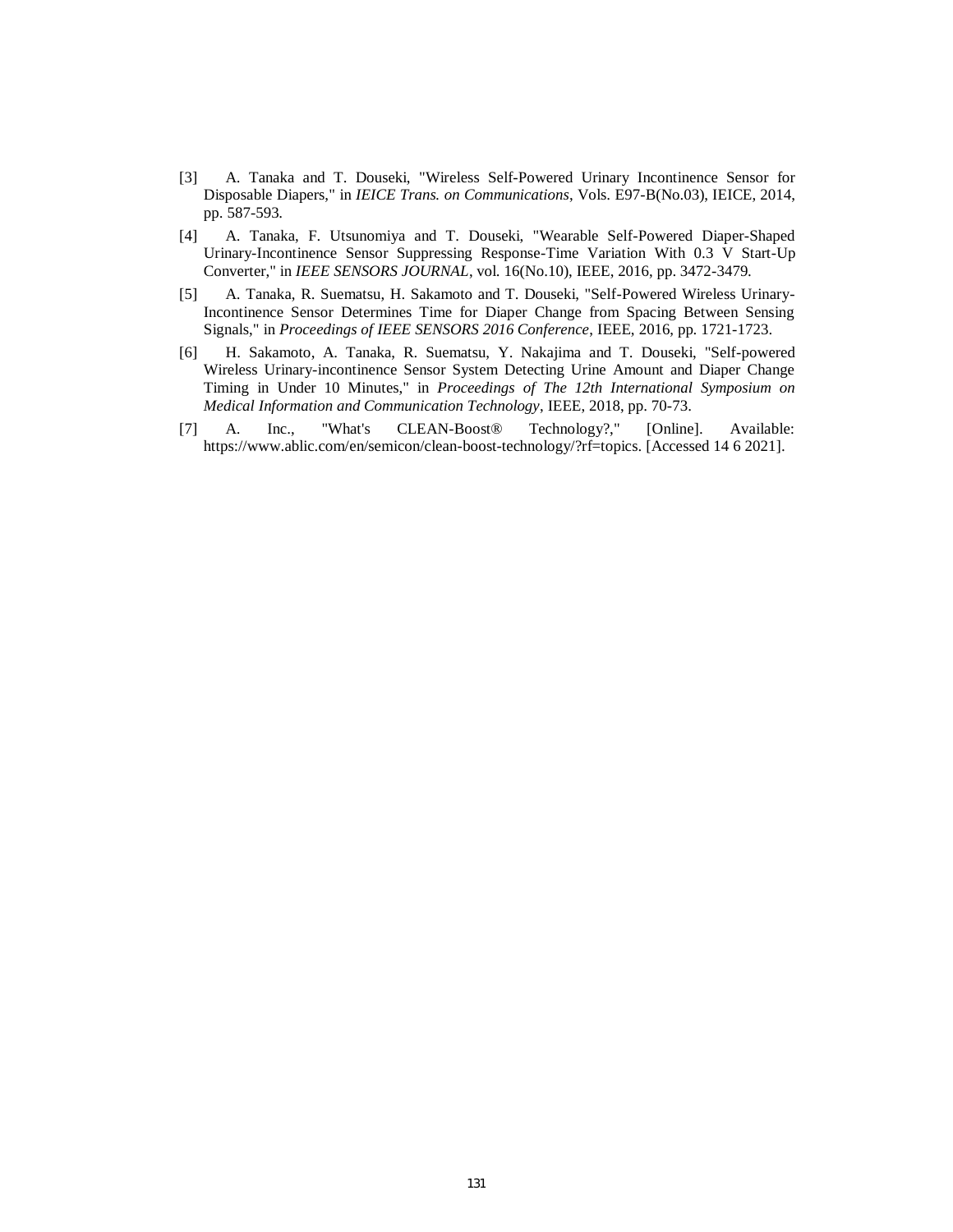[3] A. Tanaka and T. Douseki, "Wireless Self-Powered Urinary Incontinence Sensor for Disposable Diapers," in *IEICE Trans. on Communications*, Vols. E97-B(No.03), IEICE, 2014, pp. 587-593.

[4] A. Tanaka, F. Utsunomiya and T. Douseki, "Wearable Self-Powered Diaper-Shaped Urinary-Incontinence Sensor Suppressing Response-Time Variation With 0.3 V Start-Up Converter," in *IEEE SENSORS JOURNAL*, vol. 16(No.10), IEEE, 2016, pp. 3472-3479.

[5] A. Tanaka, R. Suematsu, H. Sakamoto and T. Douseki, "Self-Powered Wireless Urinary-Incontinence Sensor Determines Time for Diaper Change from Spacing Between Sensing Signals," in *Proceedings of IEEE SENSORS 2016 Conference*, IEEE, 2016, pp. 1721-1723.

[6] H. Sakamoto, A. Tanaka, R. Suematsu, Y. Nakajima and T. Douseki, "Self-powered Wireless Urinary-incontinence Sensor System Detecting Urine Amount and Diaper Change Timing in Under 10 Minutes," in *Proceedings of The 12th International Symposium on Medical Information and Communication Technology*, IEEE, 2018, pp. 70-73.

[7] A. Inc., "What's CLEAN-Boost® Technology?," [Online]. Available: https://www.ablic.com/en/semicon/clean-boost-technology/?rf=topics. [Accessed 14 6 2021].